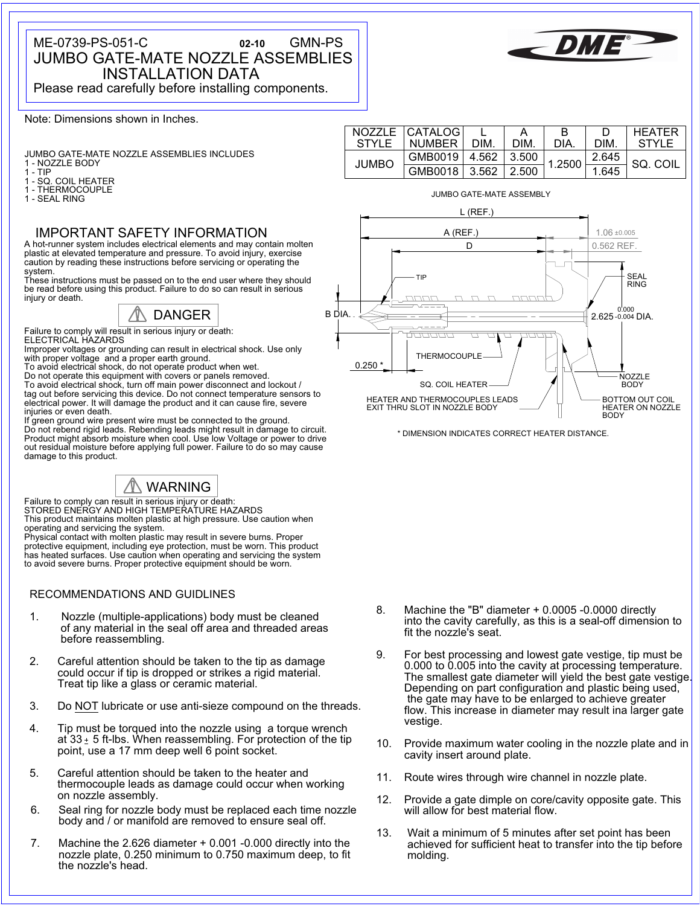ME-0739-PS-051-C **02-10** GMN-PS

# JUMBO GATE-MATE NOZZLE ASSEMBLIES INSTALLATION DATA

Please read carefully before installing components.

DME

Note: Dimensions shown in Inches.

JUMBO GATE-MATE NOZZLE ASSEMBLIES INCLUDES
1 - NOZZLE BODY
1 - TIP
1 - SQ. COIL HEATER
1 - THERMOCOUPLE
1 - SEAL RING

| NOZZLE STYLE | CATALOG NUMBER | L DIM. | A DIM. | B DIA. | D DIM. | HEATER STYLE |
|---|---|---|---|---|---|---|
| JUMBO | GMB0019 | 4.562 | 3.500 | 1.2500 | 2.645 | SQ. COIL |
| | GMB0018 | 3.562 | 2.500 | | 1.645 | |

JUMBO GATE-MATE ASSEMBLY

L (REF.)
A (REF.)
D
1.06 ±0.005
0.562 REF.
TIP
SEAL RING
B DIA.
2.625 +0.000 -0.004 DIA.
THERMOCOUPLE
0.250 *
NOZZLE BODY
SQ. COIL HEATER
HEATER AND THERMOCOUPLES LEADS EXIT THRU SLOT IN NOZZLE BODY
BOTTOM OUT COIL HEATER ON NOZZLE BODY

* DIMENSION INDICATES CORRECT HEATER DISTANCE.

## IMPORTANT SAFETY INFORMATION

A hot-runner system includes electrical elements and may contain molten plastic at elevated temperature and pressure. To avoid injury, exercise caution by reading these instructions before servicing or operating the system.
These instructions must be passed on to the end user where they should be read before using this product. Failure to do so can result in serious injury or death.

### DANGER

Failure to comply will result in serious injury or death:
ELECTRICAL HAZARDS
Improper voltages or grounding can result in electrical shock. Use only with proper voltage and a proper earth ground.
To avoid electrical shock, do not operate product when wet.
Do not operate this equipment with covers or panels removed.
To avoid electrical shock, turn off main power disconnect and lockout / tag out before servicing this device. Do not connect temperature sensors to electrical power. It will damage the product and it can cause fire, severe injuries or even death.
If green ground wire present wire must be connected to the ground.
Do not rebend rigid leads. Rebending leads might result in damage to circuit.
Product might absorb moisture when cool. Use low Voltage or power to drive out residual moisture before applying full power. Failure to do so may cause damage to this product.

### WARNING

Failure to comply can result in serious injury or death:
STORED ENERGY AND HIGH TEMPERATURE HAZARDS
This product maintains molten plastic at high pressure. Use caution when operating and servicing the system.
Physical contact with molten plastic may result in severe burns. Proper protective equipment, including eye protection, must be worn. This product has heated surfaces. Use caution when operating and servicing the system to avoid severe burns. Proper protective equipment should be worn.

## RECOMMENDATIONS AND GUIDLINES

1. Nozzle (multiple-applications) body must be cleaned of any material in the seal off area and threaded areas before reassembling.
2. Careful attention should be taken to the tip as damage could occur if tip is dropped or strikes a rigid material. Treat tip like a glass or ceramic material.
3. Do NOT lubricate or use anti-sieze compound on the threads.
4. Tip must be torqued into the nozzle using a torque wrench at 33 ± 5 ft-lbs. When reassembling. For protection of the tip point, use a 17 mm deep well 6 point socket.
5. Careful attention should be taken to the heater and thermocouple leads as damage could occur when working on nozzle assembly.
6. Seal ring for nozzle body must be replaced each time nozzle body and / or manifold are removed to ensure seal off.
7. Machine the 2.626 diameter + 0.001 -0.000 directly into the nozzle plate, 0.250 minimum to 0.750 maximum deep, to fit the nozzle's head.
8. Machine the "B" diameter + 0.0005 -0.0000 directly into the cavity carefully, as this is a seal-off dimension to fit the nozzle's seat.
9. For best processing and lowest gate vestige, tip must be 0.000 to 0.005 into the cavity at processing temperature. The smallest gate diameter will yield the best gate vestige. Depending on part configuration and plastic being used, the gate may have to be enlarged to achieve greater flow. This increase in diameter may result ina larger gate vestige.
10. Provide maximum water cooling in the nozzle plate and in cavity insert around plate.
11. Route wires through wire channel in nozzle plate.
12. Provide a gate dimple on core/cavity opposite gate. This will allow for best material flow.
13. Wait a minimum of 5 minutes after set point has been achieved for sufficient heat to transfer into the tip before molding.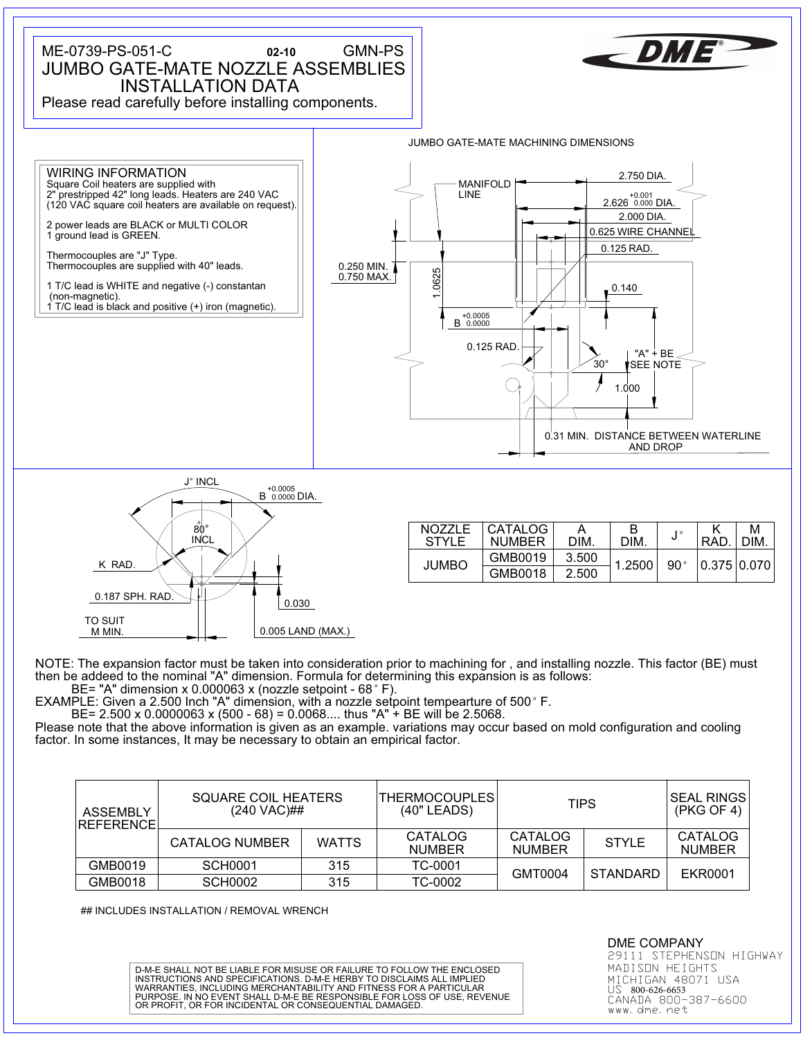ME-0739-PS-051-C **02-10** GMN-PS

# JUMBO GATE-MATE NOZZLE ASSEMBLIES INSTALLATION DATA

Please read carefully before installing components.

## WIRING INFORMATION

Square Coil heaters are supplied with 2" prestripped 42" long leads. Heaters are 240 VAC (120 VAC square coil heaters are available on request).

2 power leads are BLACK or MULTI COLOR
1 ground lead is GREEN.

Thermocouples are "J" Type.
Thermocouples are supplied with 40" leads.

1 T/C lead is WHITE and negative (-) constantan (non-magnetic).
1 T/C lead is black and positive (+) iron (magnetic).

JUMBO GATE-MATE MACHINING DIMENSIONS

MANIFOLD LINE
2.750 DIA.
2.626 $^{+0.001}_{0.000}$ DIA.
2.000 DIA.
0.625 WIRE CHANNEL
0.125 RAD.
0.250 MIN.
0.750 MAX.
1.0625
0.140
B $^{+0.0005}_{0.0000}$
0.125 RAD.
30°
"A" + BE SEE NOTE
1.000
0.31 MIN. DISTANCE BETWEEN WATERLINE AND DROP

J° INCL
B $^{+0.0005}_{0.0000}$ DIA.
80° INCL
K RAD.
0.187 SPH. RAD.
0.030
TO SUIT M MIN.
0.005 LAND (MAX.)

| NOZZLE STYLE | CATALOG NUMBER | A DIM. | B DIM. | J° | K RAD. | M DIM. |
|---|---|---|---|---|---|---|
| JUMBO | GMB0019 | 3.500 | 1.2500 | 90° | 0.375 | 0.070 |
| | GMB0018 | 2.500 | | | | |

NOTE: The expansion factor must be taken into consideration prior to machining for , and installing nozzle. This factor (BE) must then be addeed to the nominal "A" dimension. Formula for determining this expansion is as follows:

BE= "A" dimension x 0.000063 x (nozzle setpoint - 68° F).

EXAMPLE: Given a 2.500 Inch "A" dimension, with a nozzle setpoint tempearture of 500° F.

BE= 2.500 x 0.0000063 x (500 - 68) = 0.0068.... thus "A" + BE will be 2.5068.

Please note that the above information is given as an example. variations may occur based on mold configuration and cooling factor. In some instances, It may be necessary to obtain an empirical factor.

| ASSEMBLY REFERENCE | SQUARE COIL HEATERS (240 VAC)## | | THERMOCOUPLES (40" LEADS) | TIPS | | SEAL RINGS (PKG OF 4) |
|---|---|---|---|---|---|---|
| | CATALOG NUMBER | WATTS | CATALOG NUMBER | CATALOG NUMBER | STYLE | CATALOG NUMBER |
| GMB0019 | SCH0001 | 315 | TC-0001 | GMT0004 | STANDARD | EKR0001 |
| GMB0018 | SCH0002 | 315 | TC-0002 | | | |

## INCLUDES INSTALLATION / REMOVAL WRENCH

D-M-E SHALL NOT BE LIABLE FOR MISUSE OR FAILURE TO FOLLOW THE ENCLOSED INSTRUCTIONS AND SPECIFICATIONS. D-M-E HERBY TO DISCLAIMS ALL IMPLIED WARRANTIES, INCLUDING MERCHANTABILITY AND FITNESS FOR A PARTICULAR PURPOSE. IN NO EVENT SHALL D-M-E BE RESPONSIBLE FOR LOSS OF USE, REVENUE OR PROFIT, OR FOR INCIDENTAL OR CONSEQUENTIAL DAMAGED.

DME COMPANY
29111 STEPHENSON HIGHWAY
MADISON HEIGHTS
MICHIGAN 48071 USA
US 800-626-6653
CANADA 800-387-6600
www.dme.net